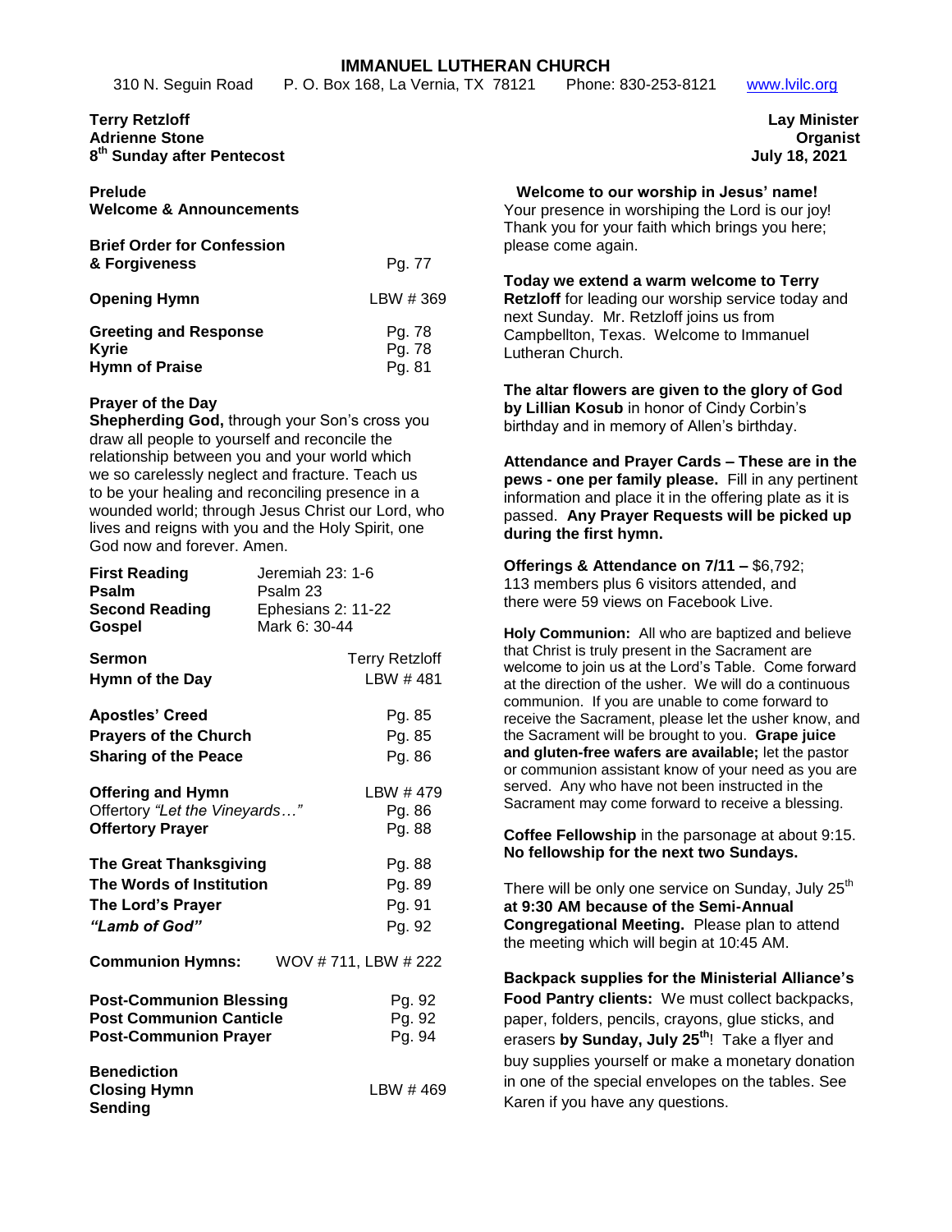# IMMANUEL LUTHERAN CHURCH

310 N. Seguin Road  P. O. Box 168, La Vernia, TX 78121  Phone: 830-253-8121  www.lvilc.org

**Terry Retzloff** — **Lay Minister**
**Adrienne Stone** — **Organist**
**8th Sunday after Pentecost** — **July 18, 2021**

**Prelude**
**Welcome & Announcements**

| | |
|---|---|
| **Brief Order for Confession & Forgiveness** | Pg. 77 |
| **Opening Hymn** | LBW # 369 |
| **Greeting and Response** | Pg. 78 |
| **Kyrie** | Pg. 78 |
| **Hymn of Praise** | Pg. 81 |

**Prayer of the Day**
**Shepherding God,** through your Son's cross you draw all people to yourself and reconcile the relationship between you and your world which we so carelessly neglect and fracture. Teach us to be your healing and reconciling presence in a wounded world; through Jesus Christ our Lord, who lives and reigns with you and the Holy Spirit, one God now and forever. Amen.

| | |
|---|---|
| **First Reading** | Jeremiah 23: 1-6 |
| **Psalm** | Psalm 23 |
| **Second Reading** | Ephesians 2: 11-22 |
| **Gospel** | Mark 6: 30-44 |

| | |
|---|---|
| **Sermon** | Terry Retzloff |
| **Hymn of the Day** | LBW # 481 |
| **Apostles' Creed** | Pg. 85 |
| **Prayers of the Church** | Pg. 85 |
| **Sharing of the Peace** | Pg. 86 |
| **Offering and Hymn** | LBW # 479 |
| Offertory *"Let the Vineyards…"* | Pg. 86 |
| **Offertory Prayer** | Pg. 88 |
| **The Great Thanksgiving** | Pg. 88 |
| **The Words of Institution** | Pg. 89 |
| **The Lord's Prayer** | Pg. 91 |
| ***"Lamb of God"*** | Pg. 92 |
| **Communion Hymns:** | WOV # 711, LBW # 222 |
| **Post-Communion Blessing** | Pg. 92 |
| **Post Communion Canticle** | Pg. 92 |
| **Post-Communion Prayer** | Pg. 94 |
| **Benediction** | |
| **Closing Hymn** | LBW # 469 |
| **Sending** | |

**Welcome to our worship in Jesus' name!**
Your presence in worshiping the Lord is our joy! Thank you for your faith which brings you here; please come again.

**Today we extend a warm welcome to Terry Retzloff** for leading our worship service today and next Sunday. Mr. Retzloff joins us from Campbellton, Texas. Welcome to Immanuel Lutheran Church.

**The altar flowers are given to the glory of God by Lillian Kosub** in honor of Cindy Corbin's birthday and in memory of Allen's birthday.

**Attendance and Prayer Cards – These are in the pews - one per family please.** Fill in any pertinent information and place it in the offering plate as it is passed. **Any Prayer Requests will be picked up during the first hymn.**

**Offerings & Attendance on 7/11 –** $6,792; 113 members plus 6 visitors attended, and there were 59 views on Facebook Live.

**Holy Communion:** All who are baptized and believe that Christ is truly present in the Sacrament are welcome to join us at the Lord's Table. Come forward at the direction of the usher. We will do a continuous communion. If you are unable to come forward to receive the Sacrament, please let the usher know, and the Sacrament will be brought to you. **Grape juice and gluten-free wafers are available;** let the pastor or communion assistant know of your need as you are served. Any who have not been instructed in the Sacrament may come forward to receive a blessing.

**Coffee Fellowship** in the parsonage at about 9:15. **No fellowship for the next two Sundays.**

There will be only one service on Sunday, July 25th **at 9:30 AM because of the Semi-Annual Congregational Meeting.** Please plan to attend the meeting which will begin at 10:45 AM.

**Backpack supplies for the Ministerial Alliance's Food Pantry clients:** We must collect backpacks, paper, folders, pencils, crayons, glue sticks, and erasers **by Sunday, July 25th**! Take a flyer and buy supplies yourself or make a monetary donation in one of the special envelopes on the tables. See Karen if you have any questions.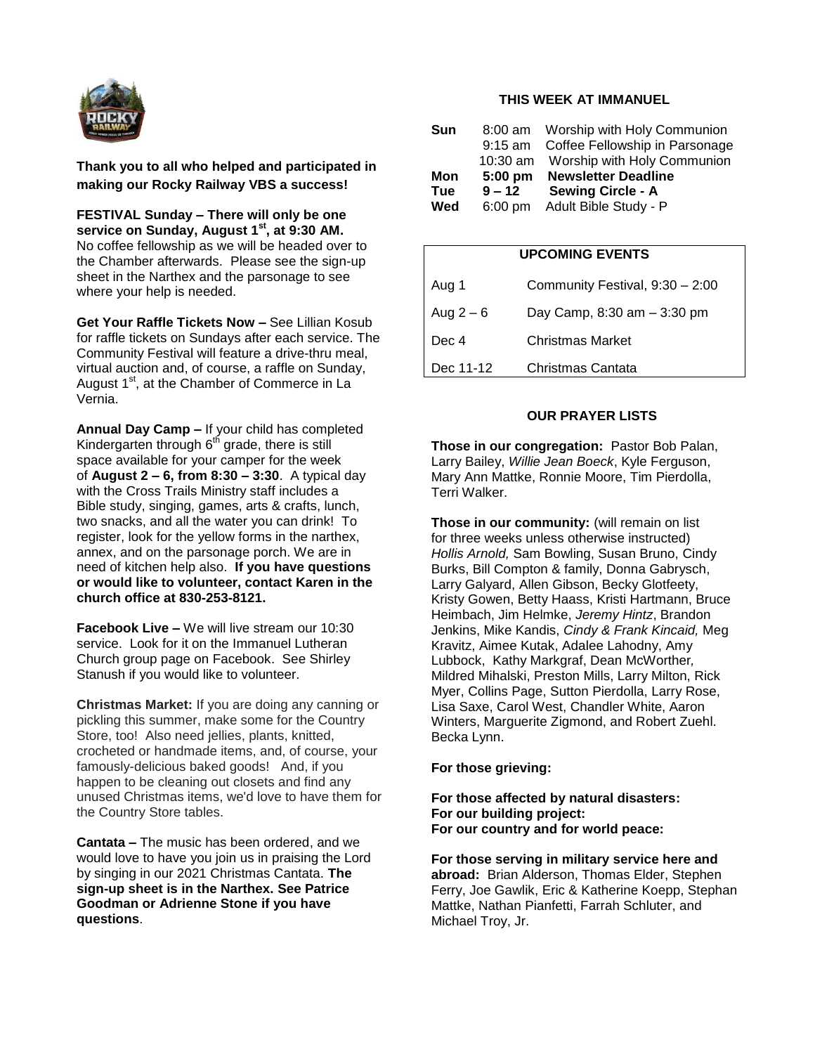**Thank you to all who helped and participated in making our Rocky Railway VBS a success!**

**FESTIVAL Sunday – There will only be one service on Sunday, August 1st, at 9:30 AM.** No coffee fellowship as we will be headed over to the Chamber afterwards. Please see the sign-up sheet in the Narthex and the parsonage to see where your help is needed.

**Get Your Raffle Tickets Now –** See Lillian Kosub for raffle tickets on Sundays after each service. The Community Festival will feature a drive-thru meal, virtual auction and, of course, a raffle on Sunday, August 1st, at the Chamber of Commerce in La Vernia.

**Annual Day Camp –** If your child has completed Kindergarten through 6th grade, there is still space available for your camper for the week of **August 2 – 6, from 8:30 – 3:30**. A typical day with the Cross Trails Ministry staff includes a Bible study, singing, games, arts & crafts, lunch, two snacks, and all the water you can drink! To register, look for the yellow forms in the narthex, annex, and on the parsonage porch. We are in need of kitchen help also. **If you have questions or would like to volunteer, contact Karen in the church office at 830-253-8121.**

**Facebook Live –** We will live stream our 10:30 service. Look for it on the Immanuel Lutheran Church group page on Facebook. See Shirley Stanush if you would like to volunteer.

**Christmas Market:** If you are doing any canning or pickling this summer, make some for the Country Store, too! Also need jellies, plants, knitted, crocheted or handmade items, and, of course, your famously-delicious baked goods! And, if you happen to be cleaning out closets and find any unused Christmas items, we'd love to have them for the Country Store tables.

**Cantata –** The music has been ordered, and we would love to have you join us in praising the Lord by singing in our 2021 Christmas Cantata. **The sign-up sheet is in the Narthex. See Patrice Goodman or Adrienne Stone if you have questions**.

## THIS WEEK AT IMMANUEL

| | | |
|---|---|---|
| **Sun** | 8:00 am | Worship with Holy Communion |
| | 9:15 am | Coffee Fellowship in Parsonage |
| | 10:30 am | Worship with Holy Communion |
| **Mon** | **5:00 pm** | **Newsletter Deadline** |
| **Tue** | **9 – 12** | **Sewing Circle - A** |
| **Wed** | 6:00 pm | Adult Bible Study - P |

## UPCOMING EVENTS

| | |
|---|---|
| Aug 1 | Community Festival, 9:30 – 2:00 |
| Aug 2 – 6 | Day Camp, 8:30 am – 3:30 pm |
| Dec 4 | Christmas Market |
| Dec 11-12 | Christmas Cantata |

## OUR PRAYER LISTS

**Those in our congregation:** Pastor Bob Palan, Larry Bailey, *Willie Jean Boeck*, Kyle Ferguson, Mary Ann Mattke, Ronnie Moore, Tim Pierdolla, Terri Walker.

**Those in our community:** (will remain on list for three weeks unless otherwise instructed) *Hollis Arnold,* Sam Bowling, Susan Bruno, Cindy Burks, Bill Compton & family, Donna Gabrysch, Larry Galyard, Allen Gibson, Becky Glotfeety, Kristy Gowen, Betty Haass, Kristi Hartmann, Bruce Heimbach, Jim Helmke, *Jeremy Hintz*, Brandon Jenkins, Mike Kandis, *Cindy & Frank Kincaid,* Meg Kravitz, Aimee Kutak, Adalee Lahodny, Amy Lubbock, Kathy Markgraf, Dean McWorther, Mildred Mihalski, Preston Mills, Larry Milton, Rick Myer, Collins Page, Sutton Pierdolla, Larry Rose, Lisa Saxe, Carol West, Chandler White, Aaron Winters, Marguerite Zigmond, and Robert Zuehl. Becka Lynn.

**For those grieving:**

**For those affected by natural disasters:**
**For our building project:**
**For our country and for world peace:**

**For those serving in military service here and abroad:** Brian Alderson, Thomas Elder, Stephen Ferry, Joe Gawlik, Eric & Katherine Koepp, Stephan Mattke, Nathan Pianfetti, Farrah Schluter, and Michael Troy, Jr.